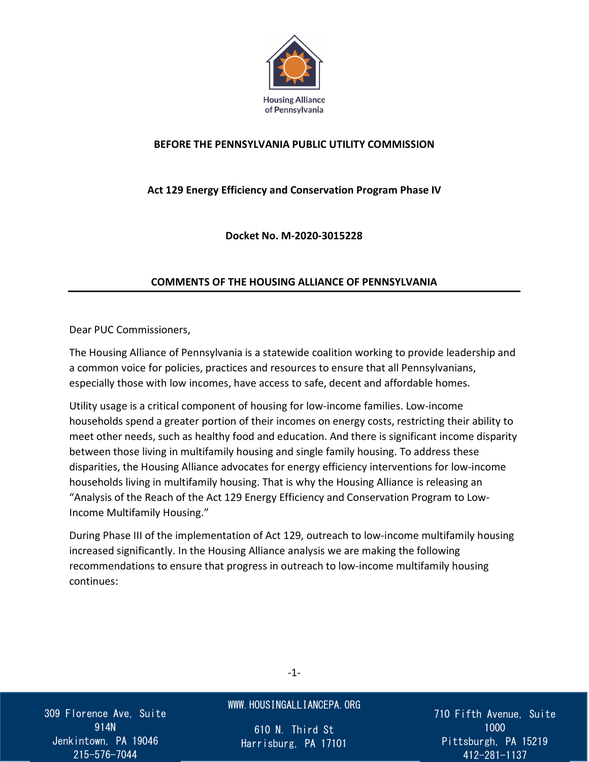Housing Alliance of Pennsylvania

**BEFORE THE PENNSYLVANIA PUBLIC UTILITY COMMISSION**

**Act 129 Energy Efficiency and Conservation Program Phase IV**

**Docket No. M-2020-3015228**

**COMMENTS OF THE HOUSING ALLIANCE OF PENNSYLVANIA**

---

Dear PUC Commissioners,

The Housing Alliance of Pennsylvania is a statewide coalition working to provide leadership and a common voice for policies, practices and resources to ensure that all Pennsylvanians, especially those with low incomes, have access to safe, decent and affordable homes.

Utility usage is a critical component of housing for low-income families. Low-income households spend a greater portion of their incomes on energy costs, restricting their ability to meet other needs, such as healthy food and education. And there is significant income disparity between those living in multifamily housing and single family housing. To address these disparities, the Housing Alliance advocates for energy efficiency interventions for low-income households living in multifamily housing. That is why the Housing Alliance is releasing an "Analysis of the Reach of the Act 129 Energy Efficiency and Conservation Program to Low-Income Multifamily Housing."

During Phase III of the implementation of Act 129, outreach to low-income multifamily housing increased significantly. In the Housing Alliance analysis we are making the following recommendations to ensure that progress in outreach to low-income multifamily housing continues:

309 Florence Ave, Suite 914N
Jenkintown, PA 19046
215-576-7044

WWW.HOUSINGALLIANCEPA.ORG

610 N. Third St
Harrisburg, PA 17101

710 Fifth Avenue, Suite 1000
Pittsburgh, PA 15219
412-281-1137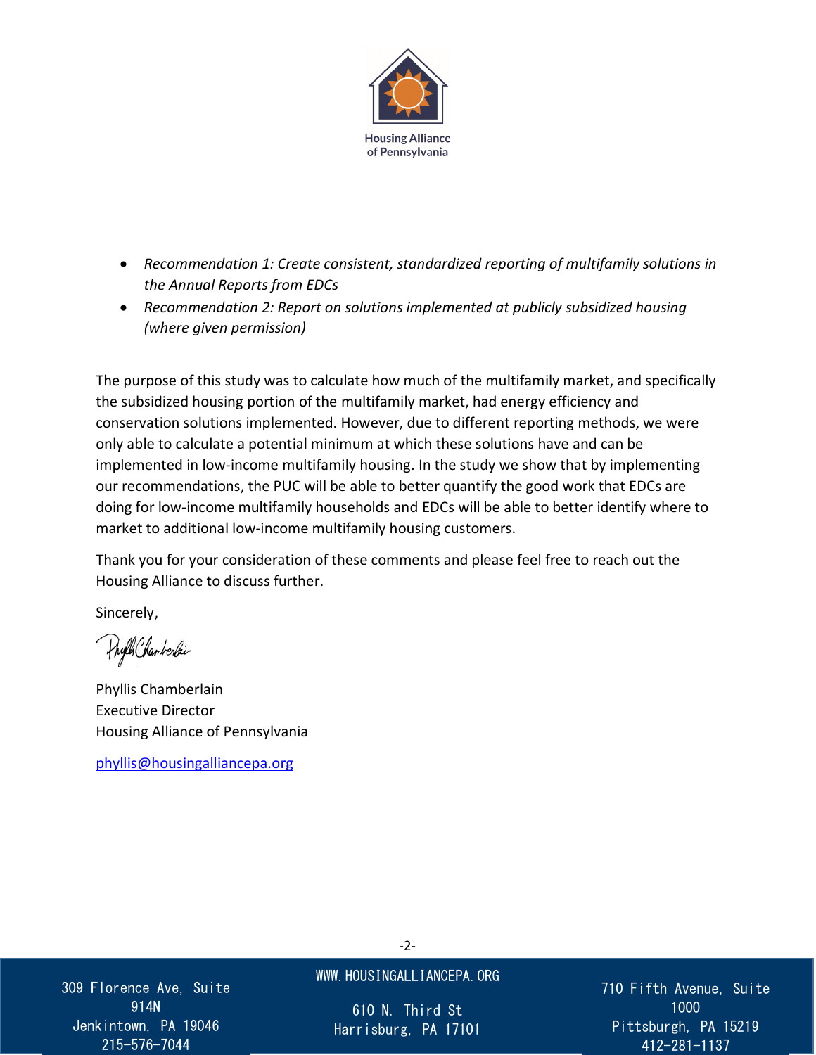- *Recommendation 1: Create consistent, standardized reporting of multifamily solutions in the Annual Reports from EDCs*
- *Recommendation 2: Report on solutions implemented at publicly subsidized housing (where given permission)*

The purpose of this study was to calculate how much of the multifamily market, and specifically the subsidized housing portion of the multifamily market, had energy efficiency and conservation solutions implemented. However, due to different reporting methods, we were only able to calculate a potential minimum at which these solutions have and can be implemented in low-income multifamily housing. In the study we show that by implementing our recommendations, the PUC will be able to better quantify the good work that EDCs are doing for low-income multifamily households and EDCs will be able to better identify where to market to additional low-income multifamily housing customers.

Thank you for your consideration of these comments and please feel free to reach out the Housing Alliance to discuss further.

Sincerely,

Phyllis Chamberlain
Executive Director
Housing Alliance of Pennsylvania

phyllis@housingalliancepa.org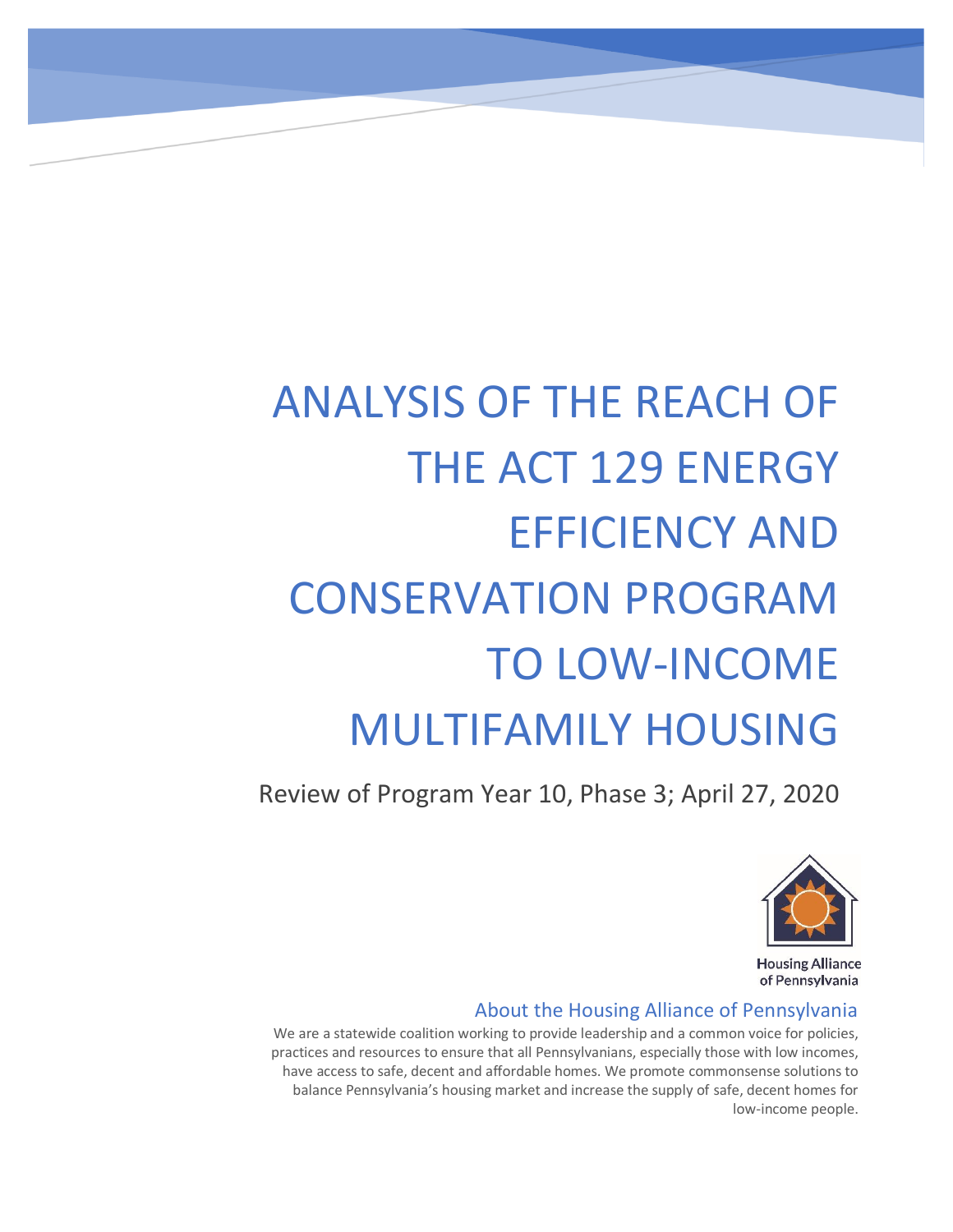# ANALYSIS OF THE REACH OF THE ACT 129 ENERGY EFFICIENCY AND CONSERVATION PROGRAM TO LOW-INCOME MULTIFAMILY HOUSING

Review of Program Year 10, Phase 3; April 27, 2020

Housing Alliance of Pennsylvania

## About the Housing Alliance of Pennsylvania

We are a statewide coalition working to provide leadership and a common voice for policies, practices and resources to ensure that all Pennsylvanians, especially those with low incomes, have access to safe, decent and affordable homes. We promote commonsense solutions to balance Pennsylvania's housing market and increase the supply of safe, decent homes for low-income people.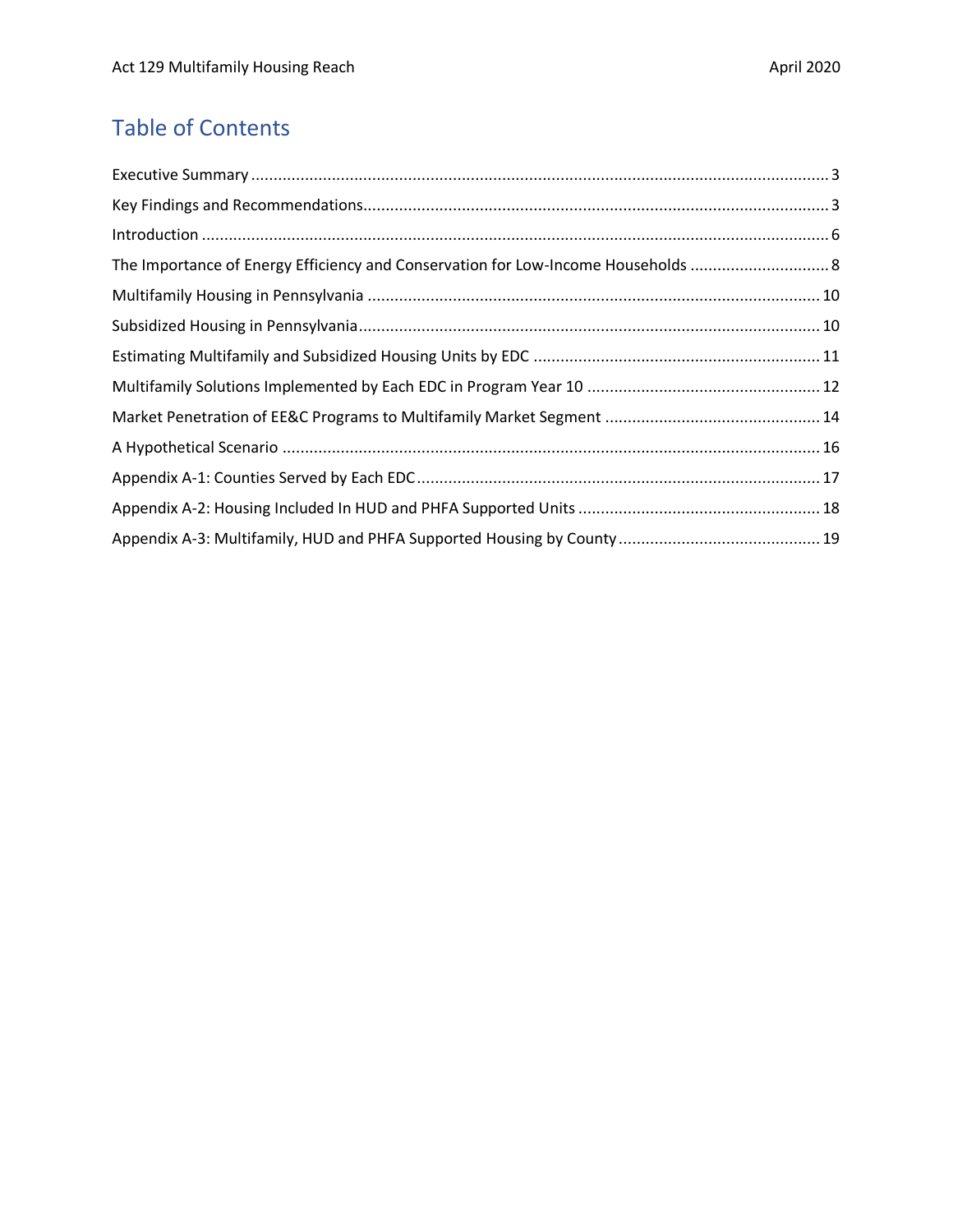# Table of Contents

Executive Summary ........................................................................................................................ 3
Key Findings and Recommendations................................................................................................ 3
Introduction ................................................................................................................................. 6
The Importance of Energy Efficiency and Conservation for Low-Income Households ............................... 8
Multifamily Housing in Pennsylvania ............................................................................................... 10
Subsidized Housing in Pennsylvania................................................................................................. 10
Estimating Multifamily and Subsidized Housing Units by EDC ............................................................ 11
Multifamily Solutions Implemented by Each EDC in Program Year 10 .................................................... 12
Market Penetration of EE&C Programs to Multifamily Market Segment ................................................ 14
A Hypothetical Scenario ................................................................................................................. 16
Appendix A-1: Counties Served by Each EDC..................................................................................... 17
Appendix A-2: Housing Included In HUD and PHFA Supported Units ..................................................... 18
Appendix A-3: Multifamily, HUD and PHFA Supported Housing by County ............................................ 19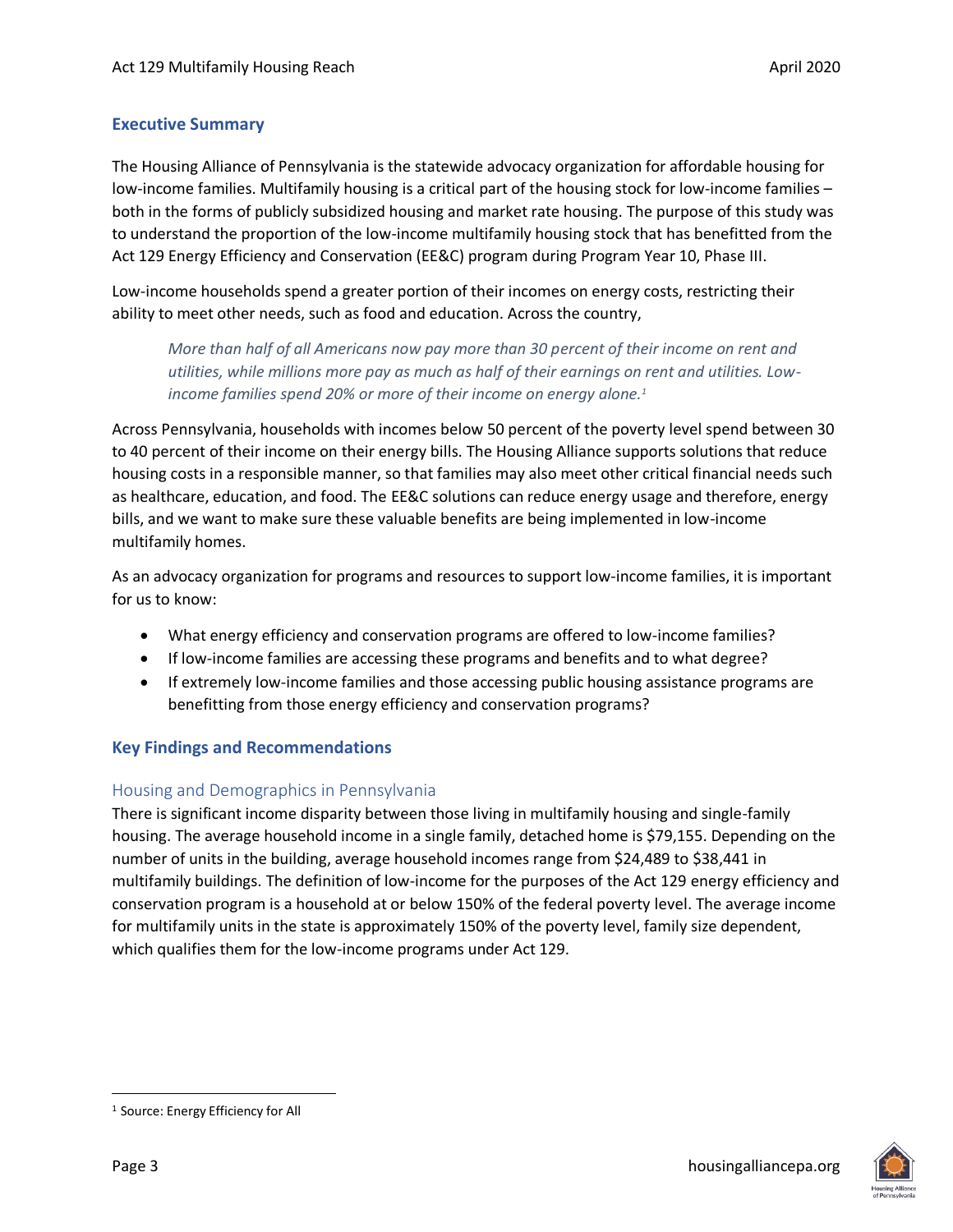## Executive Summary

The Housing Alliance of Pennsylvania is the statewide advocacy organization for affordable housing for low-income families. Multifamily housing is a critical part of the housing stock for low-income families – both in the forms of publicly subsidized housing and market rate housing. The purpose of this study was to understand the proportion of the low-income multifamily housing stock that has benefitted from the Act 129 Energy Efficiency and Conservation (EE&C) program during Program Year 10, Phase III.

Low-income households spend a greater portion of their incomes on energy costs, restricting their ability to meet other needs, such as food and education. Across the country,

> *More than half of all Americans now pay more than 30 percent of their income on rent and utilities, while millions more pay as much as half of their earnings on rent and utilities. Low-income families spend 20% or more of their income on energy alone.*[1]

Across Pennsylvania, households with incomes below 50 percent of the poverty level spend between 30 to 40 percent of their income on their energy bills. The Housing Alliance supports solutions that reduce housing costs in a responsible manner, so that families may also meet other critical financial needs such as healthcare, education, and food. The EE&C solutions can reduce energy usage and therefore, energy bills, and we want to make sure these valuable benefits are being implemented in low-income multifamily homes.

As an advocacy organization for programs and resources to support low-income families, it is important for us to know:

- What energy efficiency and conservation programs are offered to low-income families?
- If low-income families are accessing these programs and benefits and to what degree?
- If extremely low-income families and those accessing public housing assistance programs are benefitting from those energy efficiency and conservation programs?

## Key Findings and Recommendations

### Housing and Demographics in Pennsylvania

There is significant income disparity between those living in multifamily housing and single-family housing. The average household income in a single family, detached home is $79,155. Depending on the number of units in the building, average household incomes range from $24,489 to $38,441 in multifamily buildings. The definition of low-income for the purposes of the Act 129 energy efficiency and conservation program is a household at or below 150% of the federal poverty level. The average income for multifamily units in the state is approximately 150% of the poverty level, family size dependent, which qualifies them for the low-income programs under Act 129.

[1] Source: Energy Efficiency for All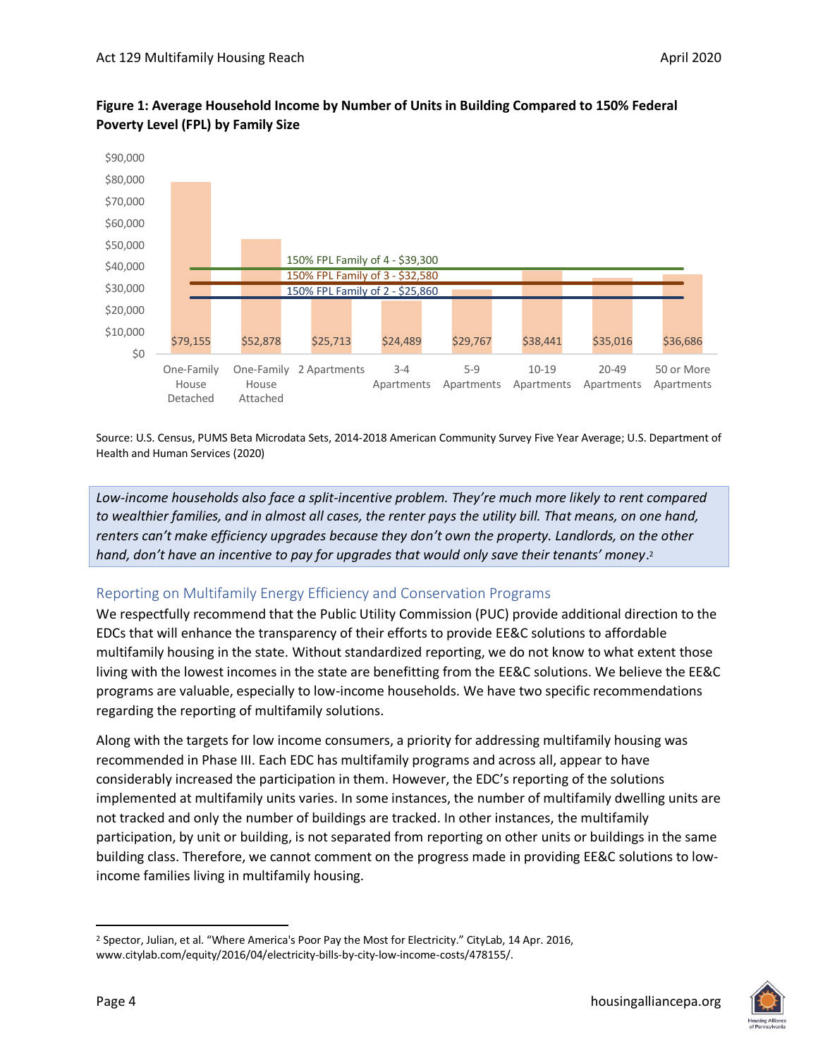**Figure 1: Average Household Income by Number of Units in Building Compared to 150% Federal Poverty Level (FPL) by Family Size**

| Building Type | Average Household Income |
|---|---|
| One-Family House Detached | $79,155 |
| One-Family House Attached | $52,878 |
| 2 Apartments | $25,713 |
| 3-4 Apartments | $24,489 |
| 5-9 Apartments | $29,767 |
| 10-19 Apartments | $38,441 |
| 20-49 Apartments | $35,016 |
| 50 or More Apartments | $36,686 |

150% FPL Family of 4 - $39,300
150% FPL Family of 3 - $32,580
150% FPL Family of 2 - $25,860

Source: U.S. Census, PUMS Beta Microdata Sets, 2014-2018 American Community Survey Five Year Average; U.S. Department of Health and Human Services (2020)

*Low-income households also face a split-incentive problem. They're much more likely to rent compared to wealthier families, and in almost all cases, the renter pays the utility bill. That means, on one hand, renters can't make efficiency upgrades because they don't own the property. Landlords, on the other hand, don't have an incentive to pay for upgrades that would only save their tenants' money.*[2]

## Reporting on Multifamily Energy Efficiency and Conservation Programs

We respectfully recommend that the Public Utility Commission (PUC) provide additional direction to the EDCs that will enhance the transparency of their efforts to provide EE&C solutions to affordable multifamily housing in the state. Without standardized reporting, we do not know to what extent those living with the lowest incomes in the state are benefitting from the EE&C solutions. We believe the EE&C programs are valuable, especially to low-income households. We have two specific recommendations regarding the reporting of multifamily solutions.

Along with the targets for low income consumers, a priority for addressing multifamily housing was recommended in Phase III. Each EDC has multifamily programs and across all, appear to have considerably increased the participation in them. However, the EDC's reporting of the solutions implemented at multifamily units varies. In some instances, the number of multifamily dwelling units are not tracked and only the number of buildings are tracked. In other instances, the multifamily participation, by unit or building, is not separated from reporting on other units or buildings in the same building class. Therefore, we cannot comment on the progress made in providing EE&C solutions to low-income families living in multifamily housing.

[2] Spector, Julian, et al. "Where America's Poor Pay the Most for Electricity." CityLab, 14 Apr. 2016, www.citylab.com/equity/2016/04/electricity-bills-by-city-low-income-costs/478155/.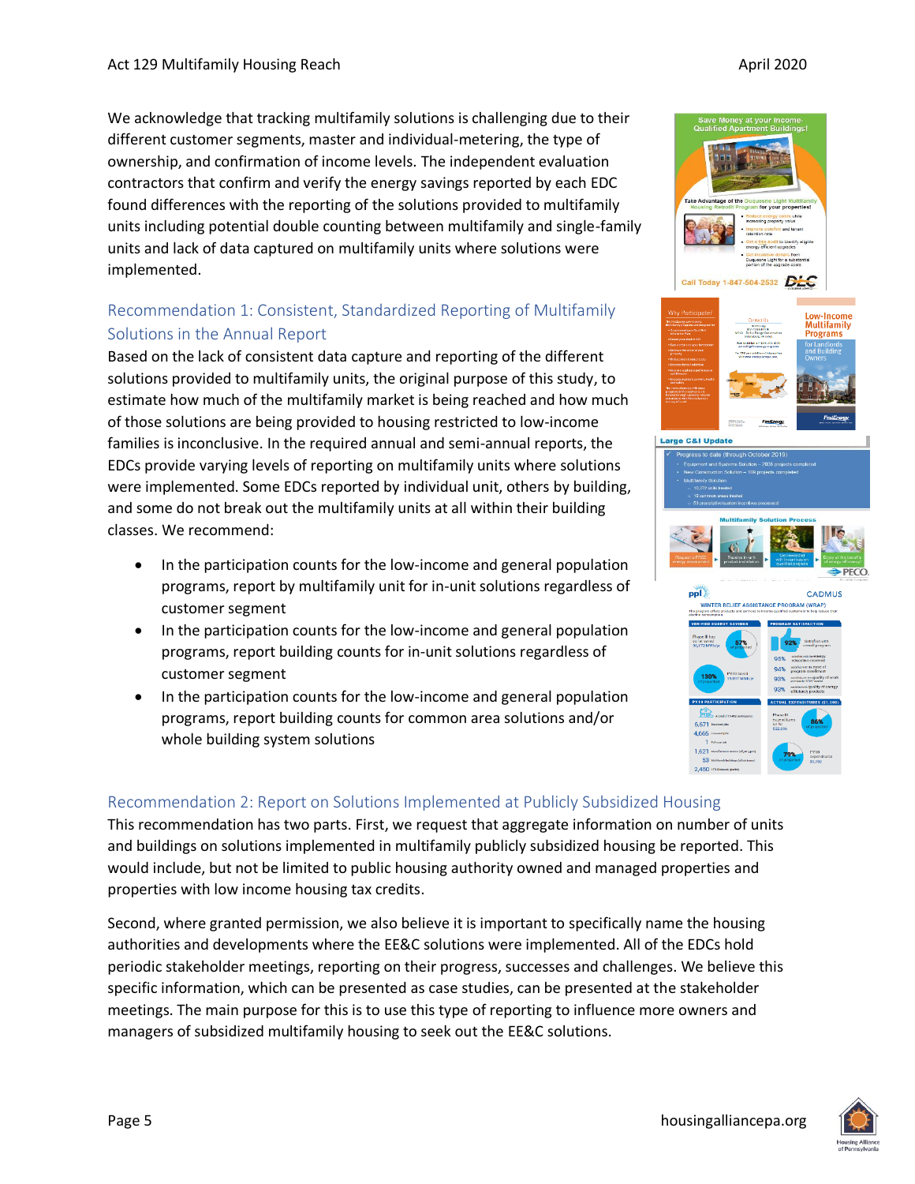We acknowledge that tracking multifamily solutions is challenging due to their different customer segments, master and individual-metering, the type of ownership, and confirmation of income levels. The independent evaluation contractors that confirm and verify the energy savings reported by each EDC found differences with the reporting of the solutions provided to multifamily units including potential double counting between multifamily and single-family units and lack of data captured on multifamily units where solutions were implemented.

## Recommendation 1: Consistent, Standardized Reporting of Multifamily Solutions in the Annual Report

Based on the lack of consistent data capture and reporting of the different solutions provided to multifamily units, the original purpose of this study, to estimate how much of the multifamily market is being reached and how much of those solutions are being provided to housing restricted to low-income families is inconclusive. In the required annual and semi-annual reports, the EDCs provide varying levels of reporting on multifamily units where solutions were implemented. Some EDCs reported by individual unit, others by building, and some do not break out the multifamily units at all within their building classes. We recommend:

- In the participation counts for the low-income and general population programs, report by multifamily unit for in-unit solutions regardless of customer segment
- In the participation counts for the low-income and general population programs, report building counts for in-unit solutions regardless of customer segment
- In the participation counts for the low-income and general population programs, report building counts for common area solutions and/or whole building system solutions

## Recommendation 2: Report on Solutions Implemented at Publicly Subsidized Housing

This recommendation has two parts. First, we request that aggregate information on number of units and buildings on solutions implemented in multifamily publicly subsidized housing be reported. This would include, but not be limited to public housing authority owned and managed properties and properties with low income housing tax credits.

Second, where granted permission, we also believe it is important to specifically name the housing authorities and developments where the EE&C solutions were implemented. All of the EDCs hold periodic stakeholder meetings, reporting on their progress, successes and challenges. We believe this specific information, which can be presented as case studies, can be presented at the stakeholder meetings. The main purpose for this is to use this type of reporting to influence more owners and managers of subsidized multifamily housing to seek out the EE&C solutions.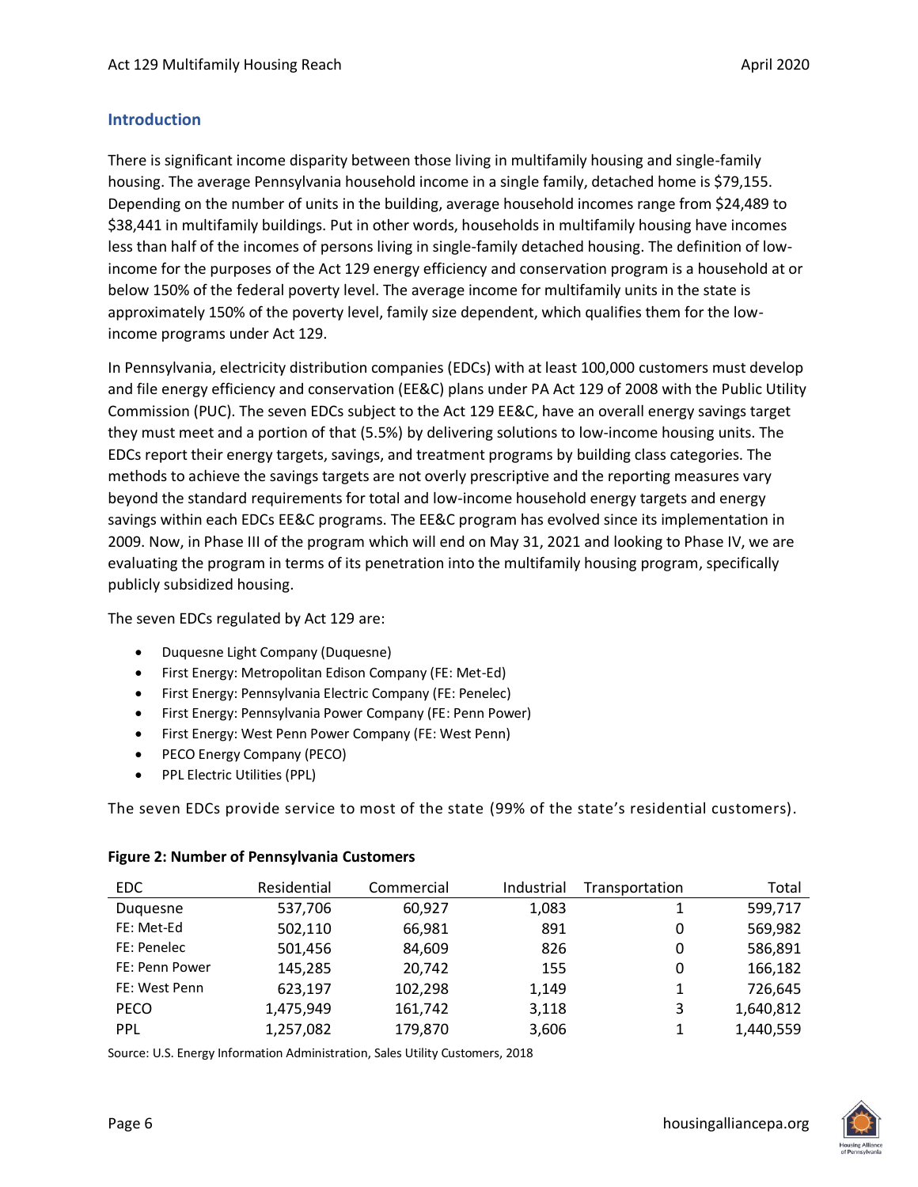## Introduction

There is significant income disparity between those living in multifamily housing and single-family housing. The average Pennsylvania household income in a single family, detached home is $79,155. Depending on the number of units in the building, average household incomes range from $24,489 to $38,441 in multifamily buildings. Put in other words, households in multifamily housing have incomes less than half of the incomes of persons living in single-family detached housing. The definition of low-income for the purposes of the Act 129 energy efficiency and conservation program is a household at or below 150% of the federal poverty level. The average income for multifamily units in the state is approximately 150% of the poverty level, family size dependent, which qualifies them for the low-income programs under Act 129.

In Pennsylvania, electricity distribution companies (EDCs) with at least 100,000 customers must develop and file energy efficiency and conservation (EE&C) plans under PA Act 129 of 2008 with the Public Utility Commission (PUC). The seven EDCs subject to the Act 129 EE&C, have an overall energy savings target they must meet and a portion of that (5.5%) by delivering solutions to low-income housing units. The EDCs report their energy targets, savings, and treatment programs by building class categories. The methods to achieve the savings targets are not overly prescriptive and the reporting measures vary beyond the standard requirements for total and low-income household energy targets and energy savings within each EDCs EE&C programs. The EE&C program has evolved since its implementation in 2009. Now, in Phase III of the program which will end on May 31, 2021 and looking to Phase IV, we are evaluating the program in terms of its penetration into the multifamily housing program, specifically publicly subsidized housing.

The seven EDCs regulated by Act 129 are:

- Duquesne Light Company (Duquesne)
- First Energy: Metropolitan Edison Company (FE: Met-Ed)
- First Energy: Pennsylvania Electric Company (FE: Penelec)
- First Energy: Pennsylvania Power Company (FE: Penn Power)
- First Energy: West Penn Power Company (FE: West Penn)
- PECO Energy Company (PECO)
- PPL Electric Utilities (PPL)

The seven EDCs provide service to most of the state (99% of the state's residential customers).

**Figure 2: Number of Pennsylvania Customers**

| EDC | Residential | Commercial | Industrial | Transportation | Total |
|---|---|---|---|---|---|
| Duquesne | 537,706 | 60,927 | 1,083 | 1 | 599,717 |
| FE: Met-Ed | 502,110 | 66,981 | 891 | 0 | 569,982 |
| FE: Penelec | 501,456 | 84,609 | 826 | 0 | 586,891 |
| FE: Penn Power | 145,285 | 20,742 | 155 | 0 | 166,182 |
| FE: West Penn | 623,197 | 102,298 | 1,149 | 1 | 726,645 |
| PECO | 1,475,949 | 161,742 | 3,118 | 3 | 1,640,812 |
| PPL | 1,257,082 | 179,870 | 3,606 | 1 | 1,440,559 |

Source: U.S. Energy Information Administration, Sales Utility Customers, 2018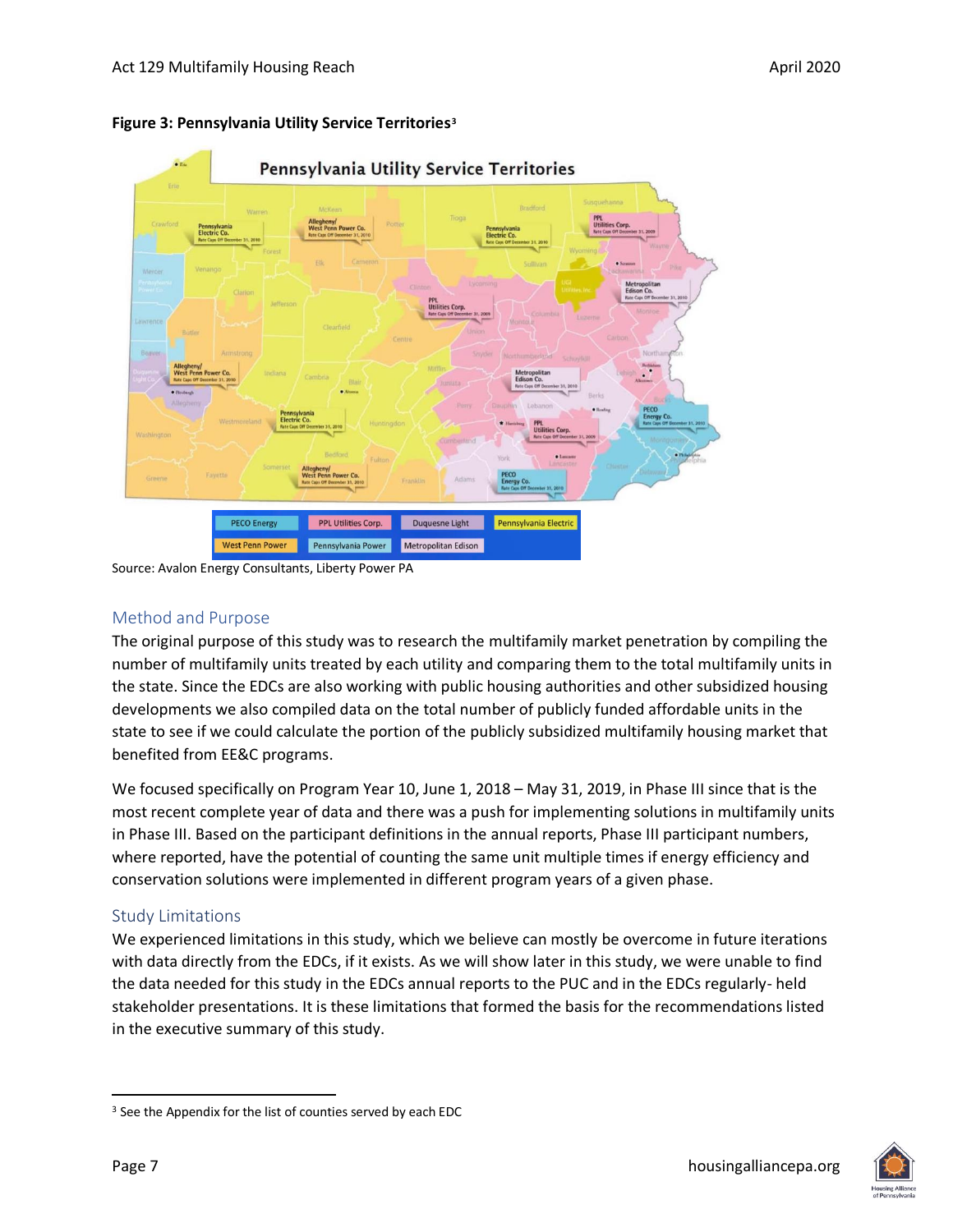**Figure 3: Pennsylvania Utility Service Territories**[3]

Source: Avalon Energy Consultants, Liberty Power PA

## Method and Purpose

The original purpose of this study was to research the multifamily market penetration by compiling the number of multifamily units treated by each utility and comparing them to the total multifamily units in the state. Since the EDCs are also working with public housing authorities and other subsidized housing developments we also compiled data on the total number of publicly funded affordable units in the state to see if we could calculate the portion of the publicly subsidized multifamily housing market that benefited from EE&C programs.

We focused specifically on Program Year 10, June 1, 2018 – May 31, 2019, in Phase III since that is the most recent complete year of data and there was a push for implementing solutions in multifamily units in Phase III. Based on the participant definitions in the annual reports, Phase III participant numbers, where reported, have the potential of counting the same unit multiple times if energy efficiency and conservation solutions were implemented in different program years of a given phase.

## Study Limitations

We experienced limitations in this study, which we believe can mostly be overcome in future iterations with data directly from the EDCs, if it exists. As we will show later in this study, we were unable to find the data needed for this study in the EDCs annual reports to the PUC and in the EDCs regularly- held stakeholder presentations. It is these limitations that formed the basis for the recommendations listed in the executive summary of this study.

[3] See the Appendix for the list of counties served by each EDC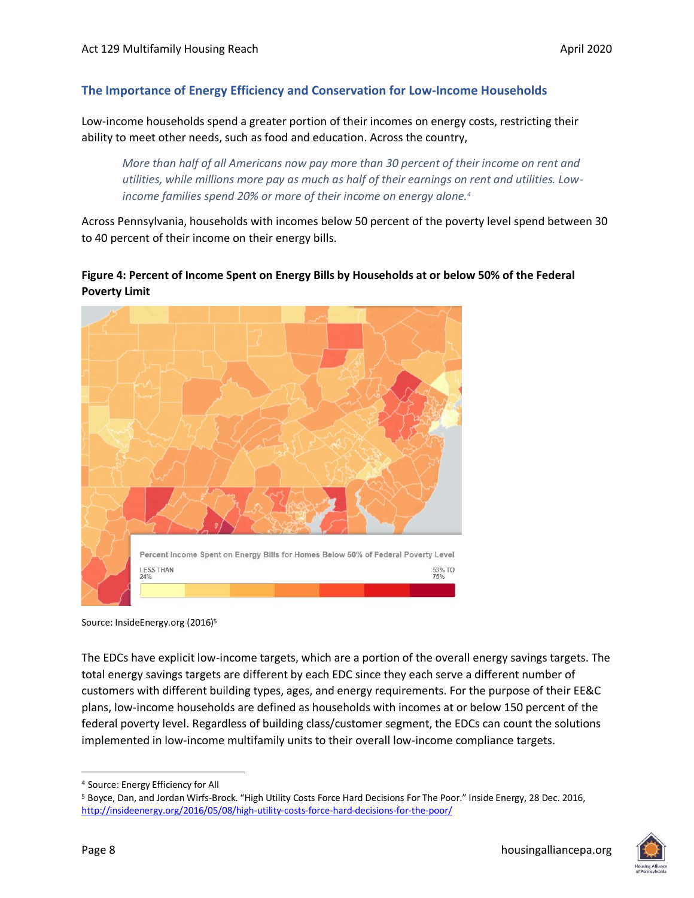## The Importance of Energy Efficiency and Conservation for Low-Income Households

Low-income households spend a greater portion of their incomes on energy costs, restricting their ability to meet other needs, such as food and education. Across the country,

> *More than half of all Americans now pay more than 30 percent of their income on rent and utilities, while millions more pay as much as half of their earnings on rent and utilities. Low-income families spend 20% or more of their income on energy alone.*[4]

Across Pennsylvania, households with incomes below 50 percent of the poverty level spend between 30 to 40 percent of their income on their energy bills.

**Figure 4: Percent of Income Spent on Energy Bills by Households at or below 50% of the Federal Poverty Limit**

Source: InsideEnergy.org (2016)[5]

The EDCs have explicit low-income targets, which are a portion of the overall energy savings targets. The total energy savings targets are different by each EDC since they each serve a different number of customers with different building types, ages, and energy requirements. For the purpose of their EE&C plans, low-income households are defined as households with incomes at or below 150 percent of the federal poverty level. Regardless of building class/customer segment, the EDCs can count the solutions implemented in low-income multifamily units to their overall low-income compliance targets.

---

[4] Source: Energy Efficiency for All

[5] Boyce, Dan, and Jordan Wirfs-Brock. "High Utility Costs Force Hard Decisions For The Poor." Inside Energy, 28 Dec. 2016, http://insideenergy.org/2016/05/08/high-utility-costs-force-hard-decisions-for-the-poor/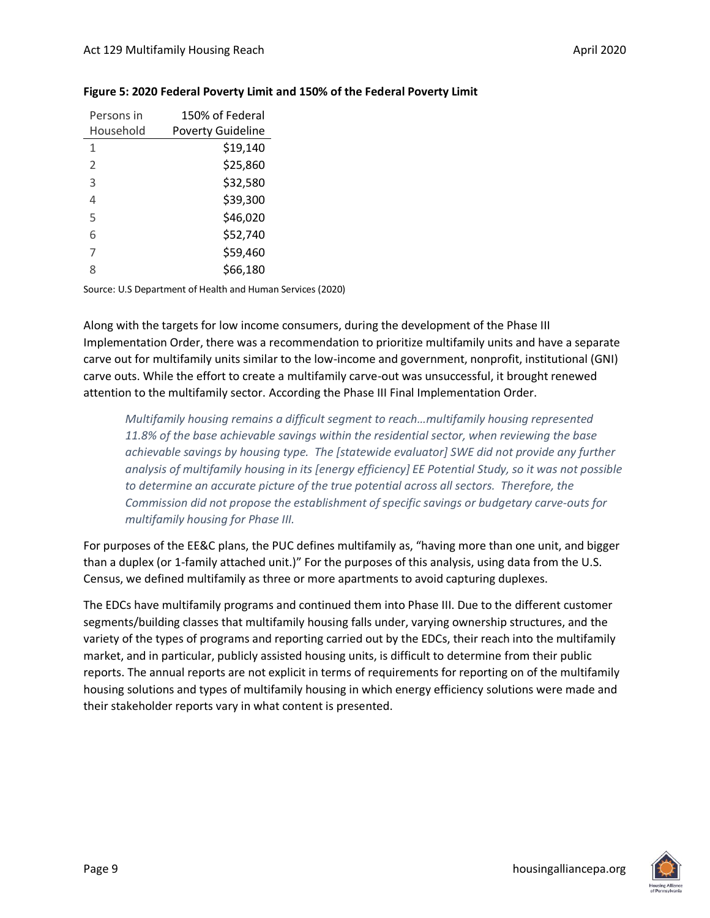**Figure 5: 2020 Federal Poverty Limit and 150% of the Federal Poverty Limit**

| Persons in Household | 150% of Federal Poverty Guideline |
|---|---|
| 1 | $19,140 |
| 2 | $25,860 |
| 3 | $32,580 |
| 4 | $39,300 |
| 5 | $46,020 |
| 6 | $52,740 |
| 7 | $59,460 |
| 8 | $66,180 |

Source: U.S Department of Health and Human Services (2020)

Along with the targets for low income consumers, during the development of the Phase III Implementation Order, there was a recommendation to prioritize multifamily units and have a separate carve out for multifamily units similar to the low-income and government, nonprofit, institutional (GNI) carve outs. While the effort to create a multifamily carve-out was unsuccessful, it brought renewed attention to the multifamily sector. According the Phase III Final Implementation Order.

> *Multifamily housing remains a difficult segment to reach…multifamily housing represented 11.8% of the base achievable savings within the residential sector, when reviewing the base achievable savings by housing type. The [statewide evaluator] SWE did not provide any further analysis of multifamily housing in its [energy efficiency] EE Potential Study, so it was not possible to determine an accurate picture of the true potential across all sectors. Therefore, the Commission did not propose the establishment of specific savings or budgetary carve-outs for multifamily housing for Phase III.*

For purposes of the EE&C plans, the PUC defines multifamily as, "having more than one unit, and bigger than a duplex (or 1-family attached unit.)" For the purposes of this analysis, using data from the U.S. Census, we defined multifamily as three or more apartments to avoid capturing duplexes.

The EDCs have multifamily programs and continued them into Phase III. Due to the different customer segments/building classes that multifamily housing falls under, varying ownership structures, and the variety of the types of programs and reporting carried out by the EDCs, their reach into the multifamily market, and in particular, publicly assisted housing units, is difficult to determine from their public reports. The annual reports are not explicit in terms of requirements for reporting on of the multifamily housing solutions and types of multifamily housing in which energy efficiency solutions were made and their stakeholder reports vary in what content is presented.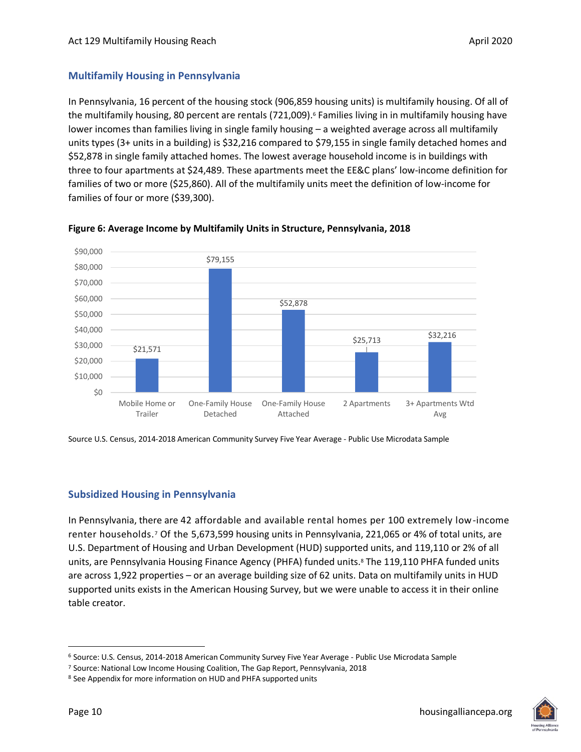## Multifamily Housing in Pennsylvania

In Pennsylvania, 16 percent of the housing stock (906,859 housing units) is multifamily housing. Of all of the multifamily housing, 80 percent are rentals (721,009).[6] Families living in in multifamily housing have lower incomes than families living in single family housing – a weighted average across all multifamily units types (3+ units in a building) is $32,216 compared to $79,155 in single family detached homes and $52,878 in single family attached homes. The lowest average household income is in buildings with three to four apartments at $24,489. These apartments meet the EE&C plans' low-income definition for families of two or more ($25,860). All of the multifamily units meet the definition of low-income for families of four or more ($39,300).

**Figure 6: Average Income by Multifamily Units in Structure, Pennsylvania, 2018**

| Units in Structure | Average Income |
|---|---|
| Mobile Home or Trailer | $21,571 |
| One-Family House Detached | $79,155 |
| One-Family House Attached | $52,878 |
| 2 Apartments | $25,713 |
| 3+ Apartments Wtd Avg | $32,216 |

Source U.S. Census, 2014-2018 American Community Survey Five Year Average - Public Use Microdata Sample

## Subsidized Housing in Pennsylvania

In Pennsylvania, there are 42 affordable and available rental homes per 100 extremely low-income renter households.[7] Of the 5,673,599 housing units in Pennsylvania, 221,065 or 4% of total units, are U.S. Department of Housing and Urban Development (HUD) supported units, and 119,110 or 2% of all units, are Pennsylvania Housing Finance Agency (PHFA) funded units.[8] The 119,110 PHFA funded units are across 1,922 properties – or an average building size of 62 units. Data on multifamily units in HUD supported units exists in the American Housing Survey, but we were unable to access it in their online table creator.

---

[6] Source: U.S. Census, 2014-2018 American Community Survey Five Year Average - Public Use Microdata Sample

[7] Source: National Low Income Housing Coalition, The Gap Report, Pennsylvania, 2018

[8] See Appendix for more information on HUD and PHFA supported units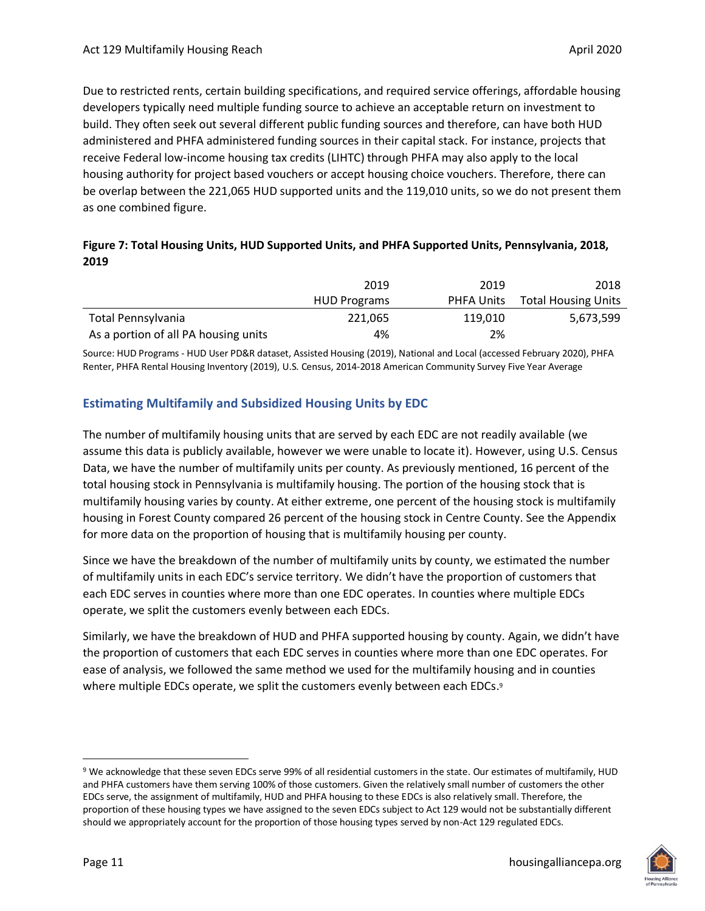Due to restricted rents, certain building specifications, and required service offerings, affordable housing developers typically need multiple funding source to achieve an acceptable return on investment to build. They often seek out several different public funding sources and therefore, can have both HUD administered and PHFA administered funding sources in their capital stack. For instance, projects that receive Federal low-income housing tax credits (LIHTC) through PHFA may also apply to the local housing authority for project based vouchers or accept housing choice vouchers. Therefore, there can be overlap between the 221,065 HUD supported units and the 119,010 units, so we do not present them as one combined figure.

**Figure 7: Total Housing Units, HUD Supported Units, and PHFA Supported Units, Pennsylvania, 2018, 2019**

| | 2019 HUD Programs | 2019 PHFA Units | 2018 Total Housing Units |
|---|---|---|---|
| Total Pennsylvania | 221,065 | 119,010 | 5,673,599 |
| As a portion of all PA housing units | 4% | 2% | |

Source: HUD Programs - HUD User PD&R dataset, Assisted Housing (2019), National and Local (accessed February 2020), PHFA Renter, PHFA Rental Housing Inventory (2019), U.S. Census, 2014-2018 American Community Survey Five Year Average

## Estimating Multifamily and Subsidized Housing Units by EDC

The number of multifamily housing units that are served by each EDC are not readily available (we assume this data is publicly available, however we were unable to locate it). However, using U.S. Census Data, we have the number of multifamily units per county. As previously mentioned, 16 percent of the total housing stock in Pennsylvania is multifamily housing. The portion of the housing stock that is multifamily housing varies by county. At either extreme, one percent of the housing stock is multifamily housing in Forest County compared 26 percent of the housing stock in Centre County. See the Appendix for more data on the proportion of housing that is multifamily housing per county.

Since we have the breakdown of the number of multifamily units by county, we estimated the number of multifamily units in each EDC's service territory. We didn't have the proportion of customers that each EDC serves in counties where more than one EDC operates. In counties where multiple EDCs operate, we split the customers evenly between each EDCs.

Similarly, we have the breakdown of HUD and PHFA supported housing by county. Again, we didn't have the proportion of customers that each EDC serves in counties where more than one EDC operates. For ease of analysis, we followed the same method we used for the multifamily housing and in counties where multiple EDCs operate, we split the customers evenly between each EDCs.[9]

[9] We acknowledge that these seven EDCs serve 99% of all residential customers in the state. Our estimates of multifamily, HUD and PHFA customers have them serving 100% of those customers. Given the relatively small number of customers the other EDCs serve, the assignment of multifamily, HUD and PHFA housing to these EDCs is also relatively small. Therefore, the proportion of these housing types we have assigned to the seven EDCs subject to Act 129 would not be substantially different should we appropriately account for the proportion of those housing types served by non-Act 129 regulated EDCs.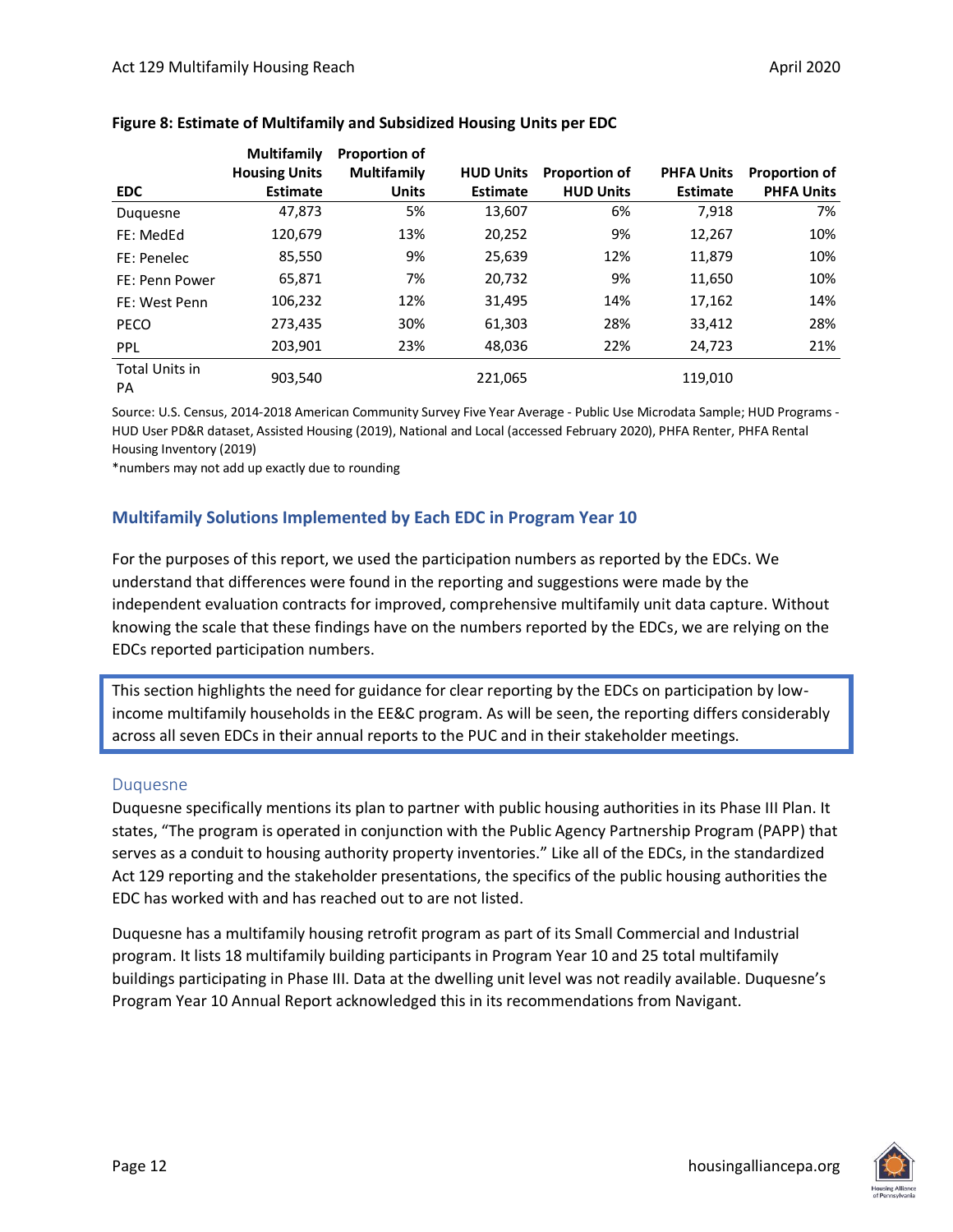**Figure 8: Estimate of Multifamily and Subsidized Housing Units per EDC**

| EDC | Multifamily Housing Units Estimate | Proportion of Multifamily Units | HUD Units Estimate | Proportion of HUD Units | PHFA Units Estimate | Proportion of PHFA Units |
|---|---|---|---|---|---|---|
| Duquesne | 47,873 | 5% | 13,607 | 6% | 7,918 | 7% |
| FE: MedEd | 120,679 | 13% | 20,252 | 9% | 12,267 | 10% |
| FE: Penelec | 85,550 | 9% | 25,639 | 12% | 11,879 | 10% |
| FE: Penn Power | 65,871 | 7% | 20,732 | 9% | 11,650 | 10% |
| FE: West Penn | 106,232 | 12% | 31,495 | 14% | 17,162 | 14% |
| PECO | 273,435 | 30% | 61,303 | 28% | 33,412 | 28% |
| PPL | 203,901 | 23% | 48,036 | 22% | 24,723 | 21% |
| Total Units in PA | 903,540 | | 221,065 | | 119,010 | |

Source: U.S. Census, 2014-2018 American Community Survey Five Year Average - Public Use Microdata Sample; HUD Programs - HUD User PD&R dataset, Assisted Housing (2019), National and Local (accessed February 2020), PHFA Renter, PHFA Rental Housing Inventory (2019)

*numbers may not add up exactly due to rounding

## Multifamily Solutions Implemented by Each EDC in Program Year 10

For the purposes of this report, we used the participation numbers as reported by the EDCs. We understand that differences were found in the reporting and suggestions were made by the independent evaluation contracts for improved, comprehensive multifamily unit data capture. Without knowing the scale that these findings have on the numbers reported by the EDCs, we are relying on the EDCs reported participation numbers.

This section highlights the need for guidance for clear reporting by the EDCs on participation by low-income multifamily households in the EE&C program. As will be seen, the reporting differs considerably across all seven EDCs in their annual reports to the PUC and in their stakeholder meetings.

### Duquesne

Duquesne specifically mentions its plan to partner with public housing authorities in its Phase III Plan. It states, "The program is operated in conjunction with the Public Agency Partnership Program (PAPP) that serves as a conduit to housing authority property inventories." Like all of the EDCs, in the standardized Act 129 reporting and the stakeholder presentations, the specifics of the public housing authorities the EDC has worked with and has reached out to are not listed.

Duquesne has a multifamily housing retrofit program as part of its Small Commercial and Industrial program. It lists 18 multifamily building participants in Program Year 10 and 25 total multifamily buildings participating in Phase III. Data at the dwelling unit level was not readily available. Duquesne's Program Year 10 Annual Report acknowledged this in its recommendations from Navigant.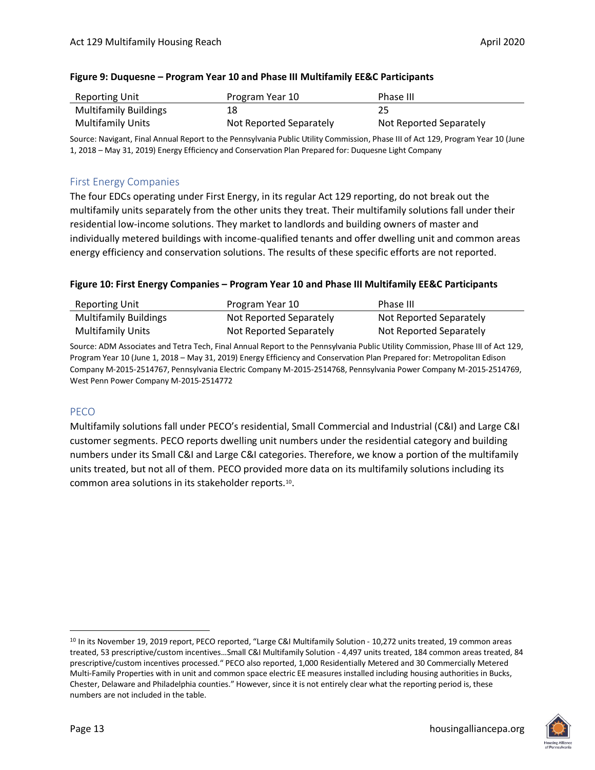**Figure 9: Duquesne – Program Year 10 and Phase III Multifamily EE&C Participants**

| Reporting Unit | Program Year 10 | Phase III |
|---|---|---|
| Multifamily Buildings | 18 | 25 |
| Multifamily Units | Not Reported Separately | Not Reported Separately |

Source: Navigant, Final Annual Report to the Pennsylvania Public Utility Commission, Phase III of Act 129, Program Year 10 (June 1, 2018 – May 31, 2019) Energy Efficiency and Conservation Plan Prepared for: Duquesne Light Company

## First Energy Companies

The four EDCs operating under First Energy, in its regular Act 129 reporting, do not break out the multifamily units separately from the other units they treat. Their multifamily solutions fall under their residential low-income solutions. They market to landlords and building owners of master and individually metered buildings with income-qualified tenants and offer dwelling unit and common areas energy efficiency and conservation solutions. The results of these specific efforts are not reported.

**Figure 10: First Energy Companies – Program Year 10 and Phase III Multifamily EE&C Participants**

| Reporting Unit | Program Year 10 | Phase III |
|---|---|---|
| Multifamily Buildings | Not Reported Separately | Not Reported Separately |
| Multifamily Units | Not Reported Separately | Not Reported Separately |

Source: ADM Associates and Tetra Tech, Final Annual Report to the Pennsylvania Public Utility Commission, Phase III of Act 129, Program Year 10 (June 1, 2018 – May 31, 2019) Energy Efficiency and Conservation Plan Prepared for: Metropolitan Edison Company M-2015-2514767, Pennsylvania Electric Company M-2015-2514768, Pennsylvania Power Company M-2015-2514769, West Penn Power Company M-2015-2514772

## PECO

Multifamily solutions fall under PECO's residential, Small Commercial and Industrial (C&I) and Large C&I customer segments. PECO reports dwelling unit numbers under the residential category and building numbers under its Small C&I and Large C&I categories. Therefore, we know a portion of the multifamily units treated, but not all of them. PECO provided more data on its multifamily solutions including its common area solutions in its stakeholder reports.[10].

[10] In its November 19, 2019 report, PECO reported, "Large C&I Multifamily Solution - 10,272 units treated, 19 common areas treated, 53 prescriptive/custom incentives…Small C&I Multifamily Solution - 4,497 units treated, 184 common areas treated, 84 prescriptive/custom incentives processed." PECO also reported, 1,000 Residentially Metered and 30 Commercially Metered Multi-Family Properties with in unit and common space electric EE measures installed including housing authorities in Bucks, Chester, Delaware and Philadelphia counties." However, since it is not entirely clear what the reporting period is, these numbers are not included in the table.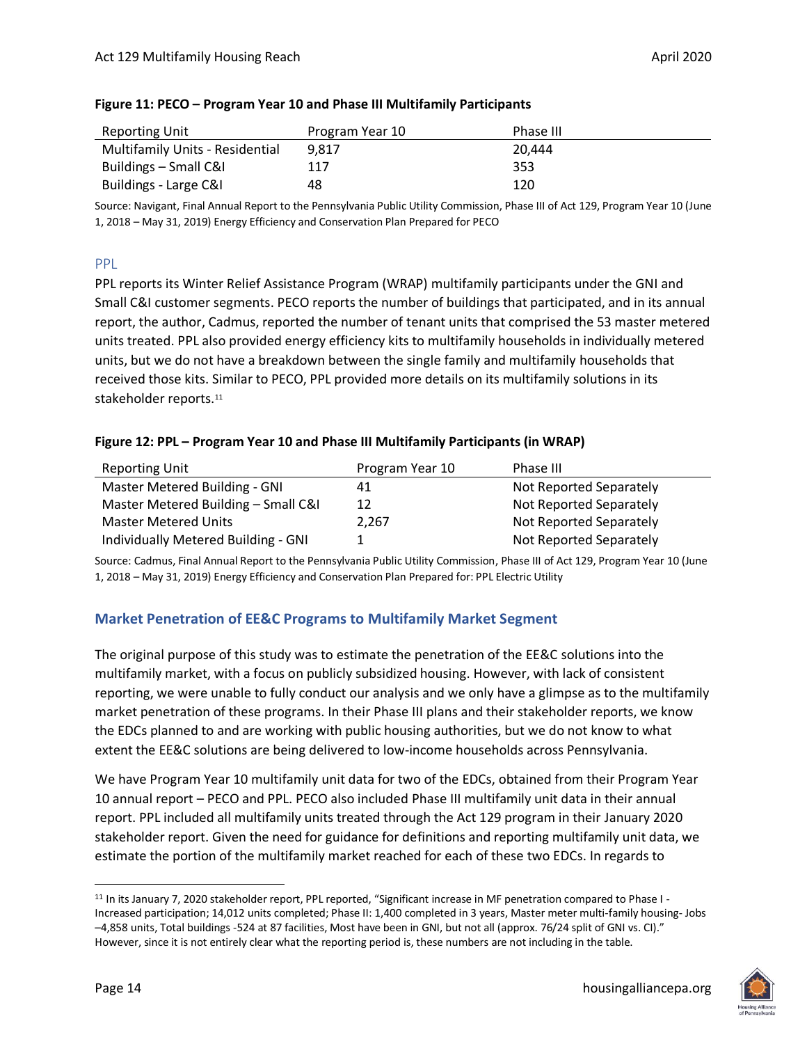**Figure 11: PECO – Program Year 10 and Phase III Multifamily Participants**

| Reporting Unit | Program Year 10 | Phase III |
|---|---|---|
| Multifamily Units - Residential | 9,817 | 20,444 |
| Buildings – Small C&I | 117 | 353 |
| Buildings - Large C&I | 48 | 120 |

Source: Navigant, Final Annual Report to the Pennsylvania Public Utility Commission, Phase III of Act 129, Program Year 10 (June 1, 2018 – May 31, 2019) Energy Efficiency and Conservation Plan Prepared for PECO

### PPL

PPL reports its Winter Relief Assistance Program (WRAP) multifamily participants under the GNI and Small C&I customer segments. PECO reports the number of buildings that participated, and in its annual report, the author, Cadmus, reported the number of tenant units that comprised the 53 master metered units treated. PPL also provided energy efficiency kits to multifamily households in individually metered units, but we do not have a breakdown between the single family and multifamily households that received those kits. Similar to PECO, PPL provided more details on its multifamily solutions in its stakeholder reports.[11]

**Figure 12: PPL – Program Year 10 and Phase III Multifamily Participants (in WRAP)**

| Reporting Unit | Program Year 10 | Phase III |
|---|---|---|
| Master Metered Building - GNI | 41 | Not Reported Separately |
| Master Metered Building – Small C&I | 12 | Not Reported Separately |
| Master Metered Units | 2,267 | Not Reported Separately |
| Individually Metered Building - GNI | 1 | Not Reported Separately |

Source: Cadmus, Final Annual Report to the Pennsylvania Public Utility Commission, Phase III of Act 129, Program Year 10 (June 1, 2018 – May 31, 2019) Energy Efficiency and Conservation Plan Prepared for: PPL Electric Utility

## Market Penetration of EE&C Programs to Multifamily Market Segment

The original purpose of this study was to estimate the penetration of the EE&C solutions into the multifamily market, with a focus on publicly subsidized housing. However, with lack of consistent reporting, we were unable to fully conduct our analysis and we only have a glimpse as to the multifamily market penetration of these programs. In their Phase III plans and their stakeholder reports, we know the EDCs planned to and are working with public housing authorities, but we do not know to what extent the EE&C solutions are being delivered to low-income households across Pennsylvania.

We have Program Year 10 multifamily unit data for two of the EDCs, obtained from their Program Year 10 annual report – PECO and PPL. PECO also included Phase III multifamily unit data in their annual report. PPL included all multifamily units treated through the Act 129 program in their January 2020 stakeholder report. Given the need for guidance for definitions and reporting multifamily unit data, we estimate the portion of the multifamily market reached for each of these two EDCs. In regards to

[11] In its January 7, 2020 stakeholder report, PPL reported, "Significant increase in MF penetration compared to Phase I - Increased participation; 14,012 units completed; Phase II: 1,400 completed in 3 years, Master meter multi-family housing- Jobs –4,858 units, Total buildings -524 at 87 facilities, Most have been in GNI, but not all (approx. 76/24 split of GNI vs. CI)." However, since it is not entirely clear what the reporting period is, these numbers are not including in the table.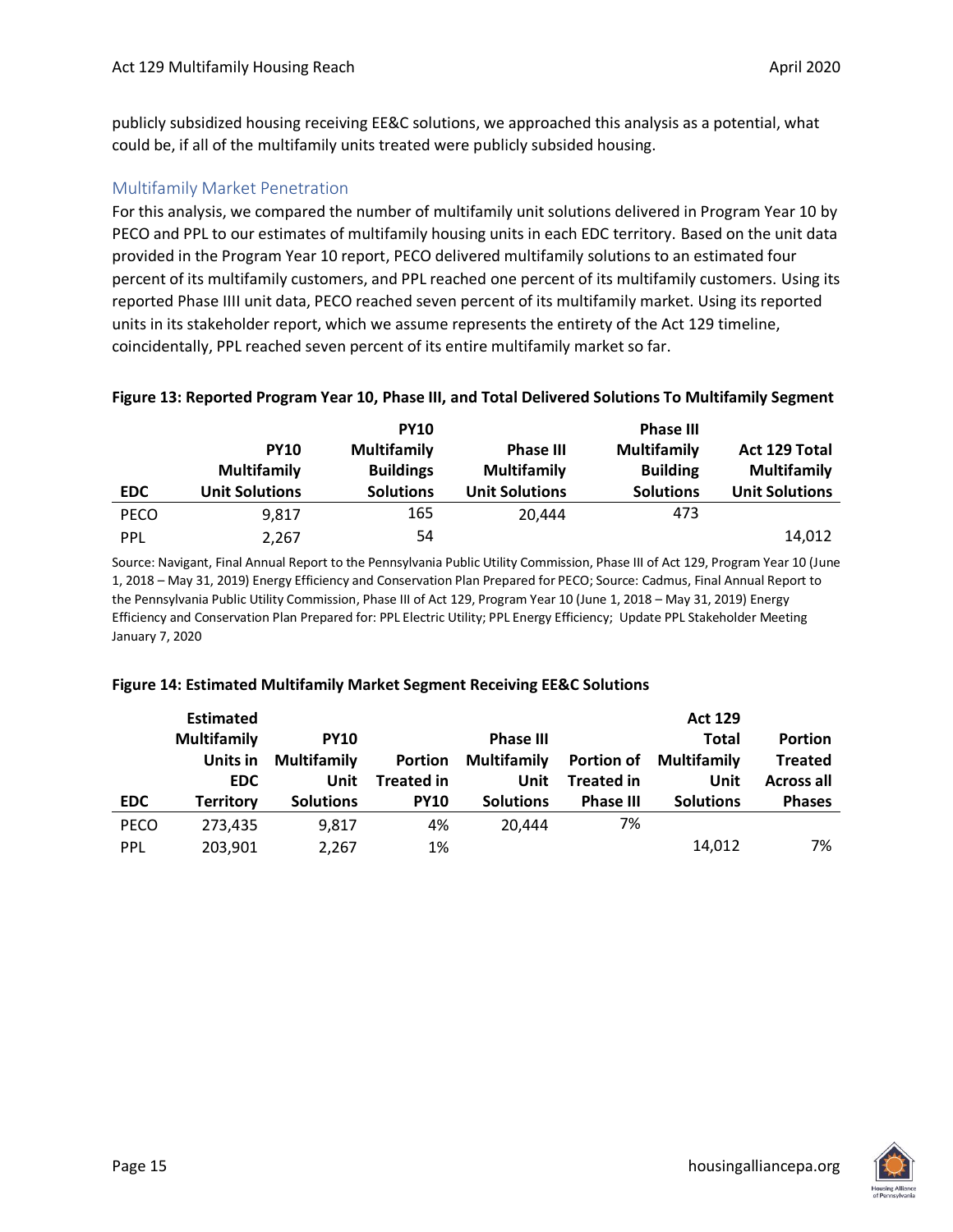publicly subsidized housing receiving EE&C solutions, we approached this analysis as a potential, what could be, if all of the multifamily units treated were publicly subsided housing.

## Multifamily Market Penetration

For this analysis, we compared the number of multifamily unit solutions delivered in Program Year 10 by PECO and PPL to our estimates of multifamily housing units in each EDC territory. Based on the unit data provided in the Program Year 10 report, PECO delivered multifamily solutions to an estimated four percent of its multifamily customers, and PPL reached one percent of its multifamily customers. Using its reported Phase IIII unit data, PECO reached seven percent of its multifamily market. Using its reported units in its stakeholder report, which we assume represents the entirety of the Act 129 timeline, coincidentally, PPL reached seven percent of its entire multifamily market so far.

**Figure 13: Reported Program Year 10, Phase III, and Total Delivered Solutions To Multifamily Segment**

| EDC | PY10 Multifamily Unit Solutions | PY10 Multifamily Buildings Solutions | Phase III Multifamily Unit Solutions | Phase III Multifamily Building Solutions | Act 129 Total Multifamily Unit Solutions |
|---|---|---|---|---|---|
| PECO | 9,817 | 165 | 20,444 | 473 | |
| PPL | 2,267 | 54 | | | 14,012 |

Source: Navigant, Final Annual Report to the Pennsylvania Public Utility Commission, Phase III of Act 129, Program Year 10 (June 1, 2018 – May 31, 2019) Energy Efficiency and Conservation Plan Prepared for PECO; Source: Cadmus, Final Annual Report to the Pennsylvania Public Utility Commission, Phase III of Act 129, Program Year 10 (June 1, 2018 – May 31, 2019) Energy Efficiency and Conservation Plan Prepared for: PPL Electric Utility; PPL Energy Efficiency; Update PPL Stakeholder Meeting January 7, 2020

**Figure 14: Estimated Multifamily Market Segment Receiving EE&C Solutions**

| EDC | Estimated Multifamily Units in EDC Territory | PY10 Multifamily Unit Solutions | Portion Treated in PY10 | Phase III Multifamily Unit Solutions | Portion of Treated in Phase III | Act 129 Total Multifamily Unit Solutions | Portion Treated Across all Phases |
|---|---|---|---|---|---|---|---|
| PECO | 273,435 | 9,817 | 4% | 20,444 | 7% | | |
| PPL | 203,901 | 2,267 | 1% | | | 14,012 | 7% |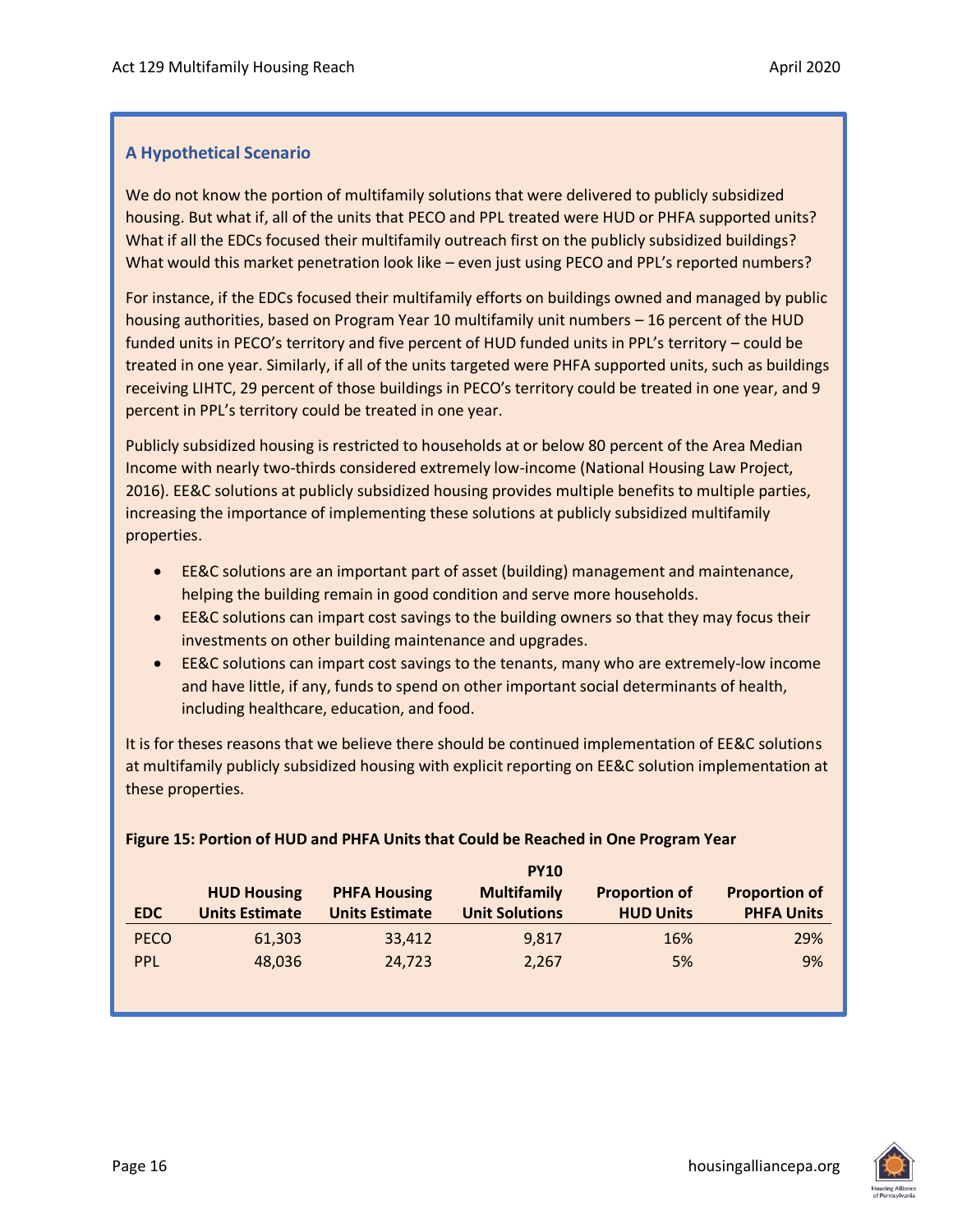### A Hypothetical Scenario

We do not know the portion of multifamily solutions that were delivered to publicly subsidized housing. But what if, all of the units that PECO and PPL treated were HUD or PHFA supported units? What if all the EDCs focused their multifamily outreach first on the publicly subsidized buildings? What would this market penetration look like – even just using PECO and PPL's reported numbers?

For instance, if the EDCs focused their multifamily efforts on buildings owned and managed by public housing authorities, based on Program Year 10 multifamily unit numbers – 16 percent of the HUD funded units in PECO's territory and five percent of HUD funded units in PPL's territory – could be treated in one year. Similarly, if all of the units targeted were PHFA supported units, such as buildings receiving LIHTC, 29 percent of those buildings in PECO's territory could be treated in one year, and 9 percent in PPL's territory could be treated in one year.

Publicly subsidized housing is restricted to households at or below 80 percent of the Area Median Income with nearly two-thirds considered extremely low-income (National Housing Law Project, 2016). EE&C solutions at publicly subsidized housing provides multiple benefits to multiple parties, increasing the importance of implementing these solutions at publicly subsidized multifamily properties.

- EE&C solutions are an important part of asset (building) management and maintenance, helping the building remain in good condition and serve more households.
- EE&C solutions can impart cost savings to the building owners so that they may focus their investments on other building maintenance and upgrades.
- EE&C solutions can impart cost savings to the tenants, many who are extremely-low income and have little, if any, funds to spend on other important social determinants of health, including healthcare, education, and food.

It is for theses reasons that we believe there should be continued implementation of EE&C solutions at multifamily publicly subsidized housing with explicit reporting on EE&C solution implementation at these properties.

**Figure 15: Portion of HUD and PHFA Units that Could be Reached in One Program Year**

| EDC | HUD Housing Units Estimate | PHFA Housing Units Estimate | PY10 Multifamily Unit Solutions | Proportion of HUD Units | Proportion of PHFA Units |
|---|---|---|---|---|---|
| PECO | 61,303 | 33,412 | 9,817 | 16% | 29% |
| PPL | 48,036 | 24,723 | 2,267 | 5% | 9% |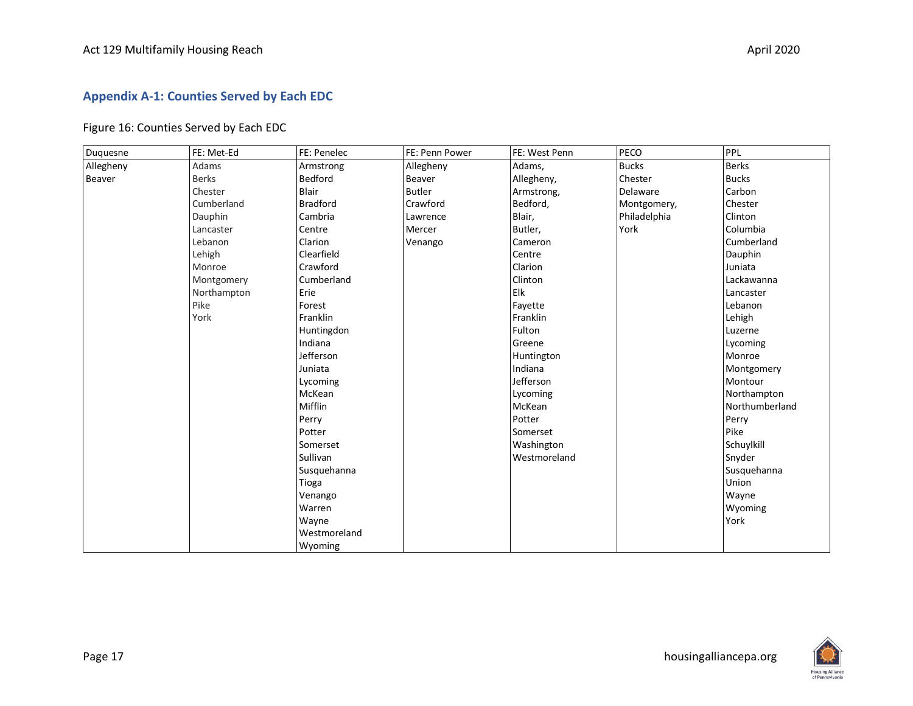## Appendix A-1: Counties Served by Each EDC

Figure 16: Counties Served by Each EDC

| Duquesne | FE: Met-Ed | FE: Penelec | FE: Penn Power | FE: West Penn | PECO | PPL |
|---|---|---|---|---|---|---|
| Allegheny | Adams | Armstrong | Allegheny | Adams, | Bucks | Berks |
| Beaver | Berks | Bedford | Beaver | Allegheny, | Chester | Bucks |
| | Chester | Blair | Butler | Armstrong, | Delaware | Carbon |
| | Cumberland | Bradford | Crawford | Bedford, | Montgomery, | Chester |
| | Dauphin | Cambria | Lawrence | Blair, | Philadelphia | Clinton |
| | Lancaster | Centre | Mercer | Butler, | York | Columbia |
| | Lebanon | Clarion | Venango | Cameron | | Cumberland |
| | Lehigh | Clearfield | | Centre | | Dauphin |
| | Monroe | Crawford | | Clarion | | Juniata |
| | Montgomery | Cumberland | | Clinton | | Lackawanna |
| | Northampton | Erie | | Elk | | Lancaster |
| | Pike | Forest | | Fayette | | Lebanon |
| | York | Franklin | | Franklin | | Lehigh |
| | | Huntingdon | | Fulton | | Luzerne |
| | | Indiana | | Greene | | Lycoming |
| | | Jefferson | | Huntington | | Monroe |
| | | Juniata | | Indiana | | Montgomery |
| | | Lycoming | | Jefferson | | Montour |
| | | McKean | | Lycoming | | Northampton |
| | | Mifflin | | McKean | | Northumberland |
| | | Perry | | Potter | | Perry |
| | | Potter | | Somerset | | Pike |
| | | Somerset | | Washington | | Schuylkill |
| | | Sullivan | | Westmoreland | | Snyder |
| | | Susquehanna | | | | Susquehanna |
| | | Tioga | | | | Union |
| | | Venango | | | | Wayne |
| | | Warren | | | | Wyoming |
| | | Wayne | | | | York |
| | | Westmoreland | | | | |
| | | Wyoming | | | | |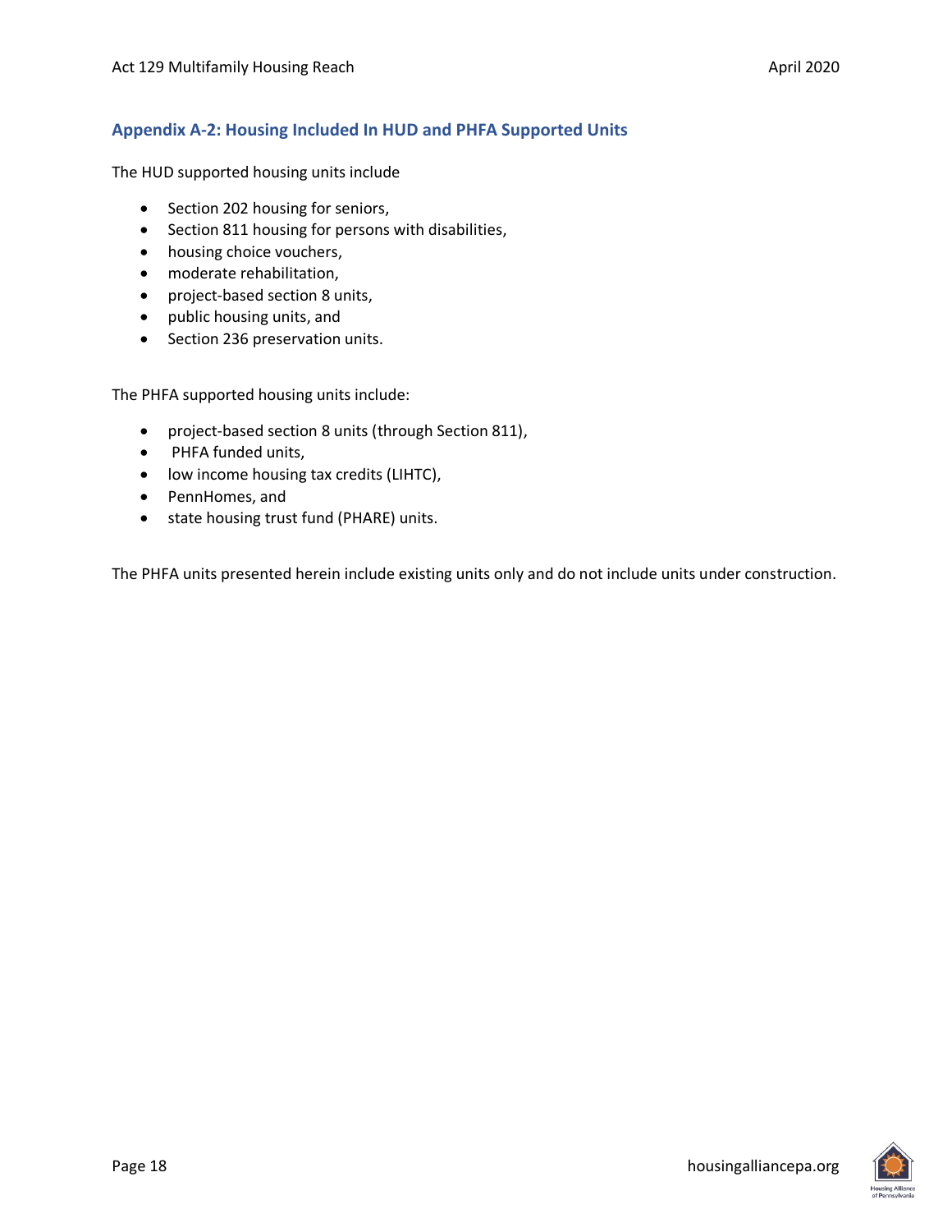## Appendix A-2: Housing Included In HUD and PHFA Supported Units

The HUD supported housing units include

- Section 202 housing for seniors,
- Section 811 housing for persons with disabilities,
- housing choice vouchers,
- moderate rehabilitation,
- project-based section 8 units,
- public housing units, and
- Section 236 preservation units.

The PHFA supported housing units include:

- project-based section 8 units (through Section 811),
- PHFA funded units,
- low income housing tax credits (LIHTC),
- PennHomes, and
- state housing trust fund (PHARE) units.

The PHFA units presented herein include existing units only and do not include units under construction.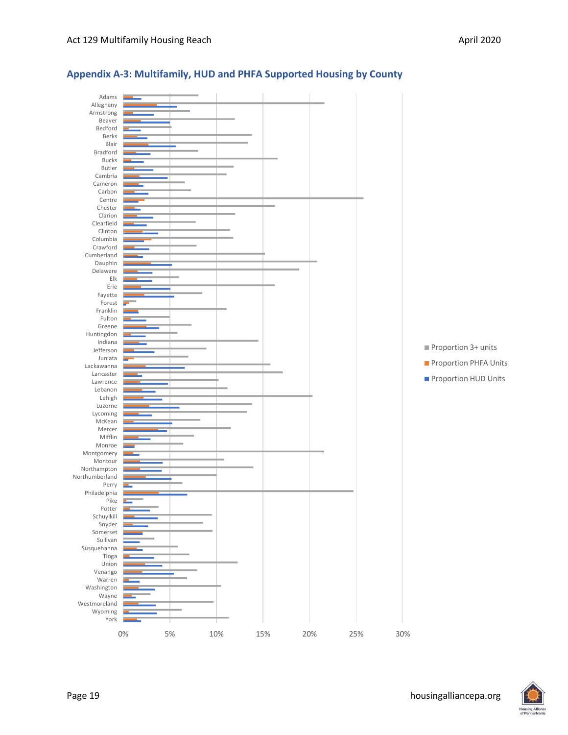## Appendix A-3: Multifamily, HUD and PHFA Supported Housing by County

Adams
Allegheny
Armstrong
Beaver
Bedford
Berks
Blair
Bradford
Bucks
Butler
Cambria
Cameron
Carbon
Centre
Chester
Clarion
Clearfield
Clinton
Columbia
Crawford
Cumberland
Dauphin
Delaware
Elk
Erie
Fayette
Forest
Franklin
Fulton
Greene
Huntingdon
Indiana
Jefferson
Juniata
Lackawanna
Lancaster
Lawrence
Lebanon
Lehigh
Luzerne
Lycoming
McKean
Mercer
Mifflin
Monroe
Montgomery
Montour
Northampton
Northumberland
Perry
Philadelphia
Pike
Potter
Schuylkill
Snyder
Somerset
Sullivan
Susquehanna
Tioga
Union
Venango
Warren
Washington
Wayne
Westmoreland
Wyoming
York

0%
5%
10%
15%
20%
25%
30%

Proportion 3+ units
Proportion PHFA Units
Proportion HUD Units